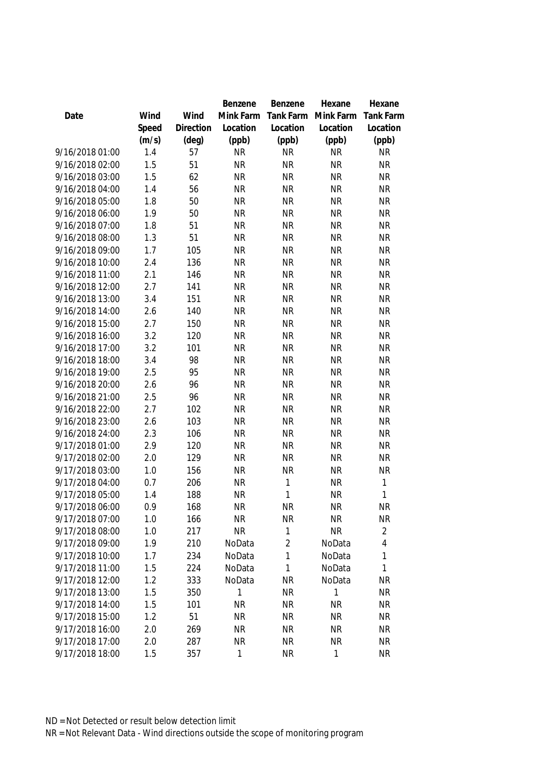| Date | Wind Speed (m/s) | Wind Direction (deg) | Benzene Mink Farm Location (ppb) | Benzene Tank Farm Location (ppb) | Hexane Mink Farm Location (ppb) | Hexane Tank Farm Location (ppb) |
|---|---|---|---|---|---|---|
| 9/16/2018 01:00 | 1.4 | 57 | NR | NR | NR | NR |
| 9/16/2018 02:00 | 1.5 | 51 | NR | NR | NR | NR |
| 9/16/2018 03:00 | 1.5 | 62 | NR | NR | NR | NR |
| 9/16/2018 04:00 | 1.4 | 56 | NR | NR | NR | NR |
| 9/16/2018 05:00 | 1.8 | 50 | NR | NR | NR | NR |
| 9/16/2018 06:00 | 1.9 | 50 | NR | NR | NR | NR |
| 9/16/2018 07:00 | 1.8 | 51 | NR | NR | NR | NR |
| 9/16/2018 08:00 | 1.3 | 51 | NR | NR | NR | NR |
| 9/16/2018 09:00 | 1.7 | 105 | NR | NR | NR | NR |
| 9/16/2018 10:00 | 2.4 | 136 | NR | NR | NR | NR |
| 9/16/2018 11:00 | 2.1 | 146 | NR | NR | NR | NR |
| 9/16/2018 12:00 | 2.7 | 141 | NR | NR | NR | NR |
| 9/16/2018 13:00 | 3.4 | 151 | NR | NR | NR | NR |
| 9/16/2018 14:00 | 2.6 | 140 | NR | NR | NR | NR |
| 9/16/2018 15:00 | 2.7 | 150 | NR | NR | NR | NR |
| 9/16/2018 16:00 | 3.2 | 120 | NR | NR | NR | NR |
| 9/16/2018 17:00 | 3.2 | 101 | NR | NR | NR | NR |
| 9/16/2018 18:00 | 3.4 | 98 | NR | NR | NR | NR |
| 9/16/2018 19:00 | 2.5 | 95 | NR | NR | NR | NR |
| 9/16/2018 20:00 | 2.6 | 96 | NR | NR | NR | NR |
| 9/16/2018 21:00 | 2.5 | 96 | NR | NR | NR | NR |
| 9/16/2018 22:00 | 2.7 | 102 | NR | NR | NR | NR |
| 9/16/2018 23:00 | 2.6 | 103 | NR | NR | NR | NR |
| 9/16/2018 24:00 | 2.3 | 106 | NR | NR | NR | NR |
| 9/17/2018 01:00 | 2.9 | 120 | NR | NR | NR | NR |
| 9/17/2018 02:00 | 2.0 | 129 | NR | NR | NR | NR |
| 9/17/2018 03:00 | 1.0 | 156 | NR | NR | NR | NR |
| 9/17/2018 04:00 | 0.7 | 206 | NR | 1 | NR | 1 |
| 9/17/2018 05:00 | 1.4 | 188 | NR | 1 | NR | 1 |
| 9/17/2018 06:00 | 0.9 | 168 | NR | NR | NR | NR |
| 9/17/2018 07:00 | 1.0 | 166 | NR | NR | NR | NR |
| 9/17/2018 08:00 | 1.0 | 217 | NR | 1 | NR | 2 |
| 9/17/2018 09:00 | 1.9 | 210 | NoData | 2 | NoData | 4 |
| 9/17/2018 10:00 | 1.7 | 234 | NoData | 1 | NoData | 1 |
| 9/17/2018 11:00 | 1.5 | 224 | NoData | 1 | NoData | 1 |
| 9/17/2018 12:00 | 1.2 | 333 | NoData | NR | NoData | NR |
| 9/17/2018 13:00 | 1.5 | 350 | 1 | NR | 1 | NR |
| 9/17/2018 14:00 | 1.5 | 101 | NR | NR | NR | NR |
| 9/17/2018 15:00 | 1.2 | 51 | NR | NR | NR | NR |
| 9/17/2018 16:00 | 2.0 | 269 | NR | NR | NR | NR |
| 9/17/2018 17:00 | 2.0 | 287 | NR | NR | NR | NR |
| 9/17/2018 18:00 | 1.5 | 357 | 1 | NR | 1 | NR |

ND = Not Detected or result below detection limit

NR = Not Relevant Data - Wind directions outside the scope of monitoring program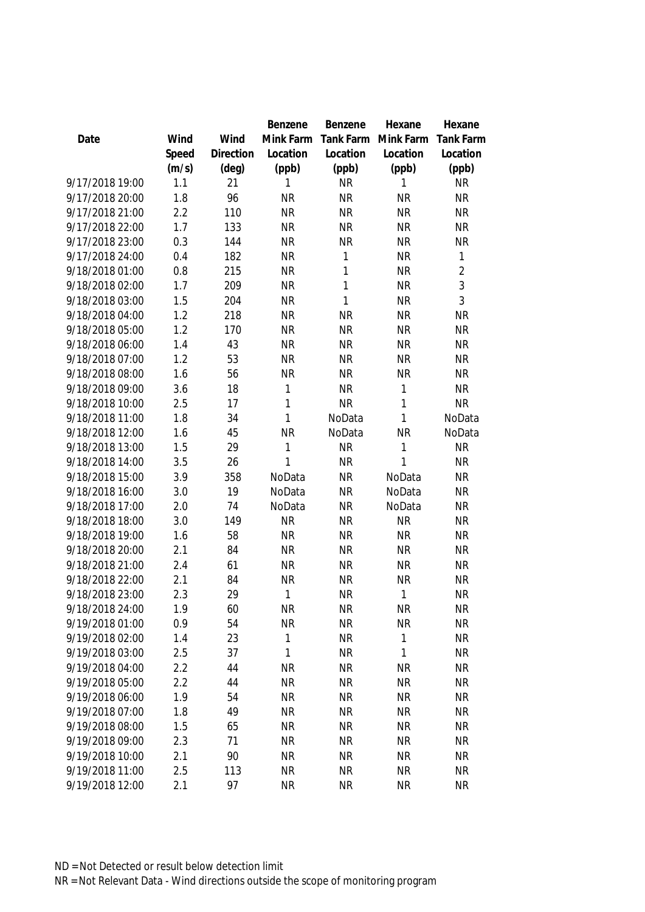| Date | Wind Speed (m/s) | Wind Direction (deg) | Benzene Mink Farm Location (ppb) | Benzene Tank Farm Location (ppb) | Hexane Mink Farm Location (ppb) | Hexane Tank Farm Location (ppb) |
|---|---|---|---|---|---|---|
| 9/17/2018 19:00 | 1.1 | 21 | 1 | NR | 1 | NR |
| 9/17/2018 20:00 | 1.8 | 96 | NR | NR | NR | NR |
| 9/17/2018 21:00 | 2.2 | 110 | NR | NR | NR | NR |
| 9/17/2018 22:00 | 1.7 | 133 | NR | NR | NR | NR |
| 9/17/2018 23:00 | 0.3 | 144 | NR | NR | NR | NR |
| 9/17/2018 24:00 | 0.4 | 182 | NR | 1 | NR | 1 |
| 9/18/2018 01:00 | 0.8 | 215 | NR | 1 | NR | 2 |
| 9/18/2018 02:00 | 1.7 | 209 | NR | 1 | NR | 3 |
| 9/18/2018 03:00 | 1.5 | 204 | NR | 1 | NR | 3 |
| 9/18/2018 04:00 | 1.2 | 218 | NR | NR | NR | NR |
| 9/18/2018 05:00 | 1.2 | 170 | NR | NR | NR | NR |
| 9/18/2018 06:00 | 1.4 | 43 | NR | NR | NR | NR |
| 9/18/2018 07:00 | 1.2 | 53 | NR | NR | NR | NR |
| 9/18/2018 08:00 | 1.6 | 56 | NR | NR | NR | NR |
| 9/18/2018 09:00 | 3.6 | 18 | 1 | NR | 1 | NR |
| 9/18/2018 10:00 | 2.5 | 17 | 1 | NR | 1 | NR |
| 9/18/2018 11:00 | 1.8 | 34 | 1 | NoData | 1 | NoData |
| 9/18/2018 12:00 | 1.6 | 45 | NR | NoData | NR | NoData |
| 9/18/2018 13:00 | 1.5 | 29 | 1 | NR | 1 | NR |
| 9/18/2018 14:00 | 3.5 | 26 | 1 | NR | 1 | NR |
| 9/18/2018 15:00 | 3.9 | 358 | NoData | NR | NoData | NR |
| 9/18/2018 16:00 | 3.0 | 19 | NoData | NR | NoData | NR |
| 9/18/2018 17:00 | 2.0 | 74 | NoData | NR | NoData | NR |
| 9/18/2018 18:00 | 3.0 | 149 | NR | NR | NR | NR |
| 9/18/2018 19:00 | 1.6 | 58 | NR | NR | NR | NR |
| 9/18/2018 20:00 | 2.1 | 84 | NR | NR | NR | NR |
| 9/18/2018 21:00 | 2.4 | 61 | NR | NR | NR | NR |
| 9/18/2018 22:00 | 2.1 | 84 | NR | NR | NR | NR |
| 9/18/2018 23:00 | 2.3 | 29 | 1 | NR | 1 | NR |
| 9/18/2018 24:00 | 1.9 | 60 | NR | NR | NR | NR |
| 9/19/2018 01:00 | 0.9 | 54 | NR | NR | NR | NR |
| 9/19/2018 02:00 | 1.4 | 23 | 1 | NR | 1 | NR |
| 9/19/2018 03:00 | 2.5 | 37 | 1 | NR | 1 | NR |
| 9/19/2018 04:00 | 2.2 | 44 | NR | NR | NR | NR |
| 9/19/2018 05:00 | 2.2 | 44 | NR | NR | NR | NR |
| 9/19/2018 06:00 | 1.9 | 54 | NR | NR | NR | NR |
| 9/19/2018 07:00 | 1.8 | 49 | NR | NR | NR | NR |
| 9/19/2018 08:00 | 1.5 | 65 | NR | NR | NR | NR |
| 9/19/2018 09:00 | 2.3 | 71 | NR | NR | NR | NR |
| 9/19/2018 10:00 | 2.1 | 90 | NR | NR | NR | NR |
| 9/19/2018 11:00 | 2.5 | 113 | NR | NR | NR | NR |
| 9/19/2018 12:00 | 2.1 | 97 | NR | NR | NR | NR |

ND = Not Detected or result below detection limit

NR = Not Relevant Data - Wind directions outside the scope of monitoring program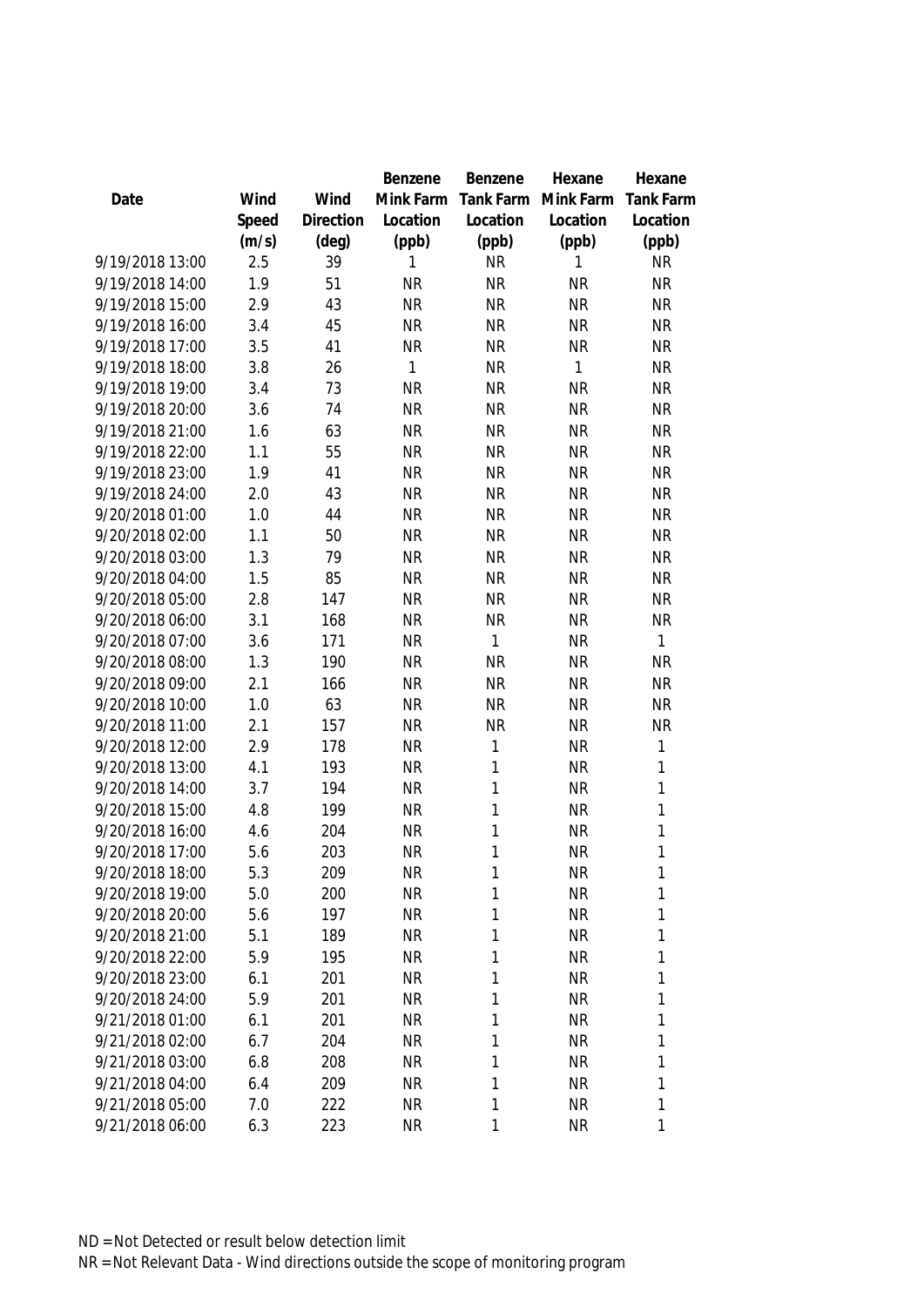| Date | Wind Speed (m/s) | Wind Direction (deg) | Benzene Mink Farm Location (ppb) | Benzene Tank Farm Location (ppb) | Hexane Mink Farm Location (ppb) | Hexane Tank Farm Location (ppb) |
|---|---|---|---|---|---|---|
| 9/19/2018 13:00 | 2.5 | 39 | 1 | NR | 1 | NR |
| 9/19/2018 14:00 | 1.9 | 51 | NR | NR | NR | NR |
| 9/19/2018 15:00 | 2.9 | 43 | NR | NR | NR | NR |
| 9/19/2018 16:00 | 3.4 | 45 | NR | NR | NR | NR |
| 9/19/2018 17:00 | 3.5 | 41 | NR | NR | NR | NR |
| 9/19/2018 18:00 | 3.8 | 26 | 1 | NR | 1 | NR |
| 9/19/2018 19:00 | 3.4 | 73 | NR | NR | NR | NR |
| 9/19/2018 20:00 | 3.6 | 74 | NR | NR | NR | NR |
| 9/19/2018 21:00 | 1.6 | 63 | NR | NR | NR | NR |
| 9/19/2018 22:00 | 1.1 | 55 | NR | NR | NR | NR |
| 9/19/2018 23:00 | 1.9 | 41 | NR | NR | NR | NR |
| 9/19/2018 24:00 | 2.0 | 43 | NR | NR | NR | NR |
| 9/20/2018 01:00 | 1.0 | 44 | NR | NR | NR | NR |
| 9/20/2018 02:00 | 1.1 | 50 | NR | NR | NR | NR |
| 9/20/2018 03:00 | 1.3 | 79 | NR | NR | NR | NR |
| 9/20/2018 04:00 | 1.5 | 85 | NR | NR | NR | NR |
| 9/20/2018 05:00 | 2.8 | 147 | NR | NR | NR | NR |
| 9/20/2018 06:00 | 3.1 | 168 | NR | NR | NR | NR |
| 9/20/2018 07:00 | 3.6 | 171 | NR | 1 | NR | 1 |
| 9/20/2018 08:00 | 1.3 | 190 | NR | NR | NR | NR |
| 9/20/2018 09:00 | 2.1 | 166 | NR | NR | NR | NR |
| 9/20/2018 10:00 | 1.0 | 63 | NR | NR | NR | NR |
| 9/20/2018 11:00 | 2.1 | 157 | NR | NR | NR | NR |
| 9/20/2018 12:00 | 2.9 | 178 | NR | 1 | NR | 1 |
| 9/20/2018 13:00 | 4.1 | 193 | NR | 1 | NR | 1 |
| 9/20/2018 14:00 | 3.7 | 194 | NR | 1 | NR | 1 |
| 9/20/2018 15:00 | 4.8 | 199 | NR | 1 | NR | 1 |
| 9/20/2018 16:00 | 4.6 | 204 | NR | 1 | NR | 1 |
| 9/20/2018 17:00 | 5.6 | 203 | NR | 1 | NR | 1 |
| 9/20/2018 18:00 | 5.3 | 209 | NR | 1 | NR | 1 |
| 9/20/2018 19:00 | 5.0 | 200 | NR | 1 | NR | 1 |
| 9/20/2018 20:00 | 5.6 | 197 | NR | 1 | NR | 1 |
| 9/20/2018 21:00 | 5.1 | 189 | NR | 1 | NR | 1 |
| 9/20/2018 22:00 | 5.9 | 195 | NR | 1 | NR | 1 |
| 9/20/2018 23:00 | 6.1 | 201 | NR | 1 | NR | 1 |
| 9/20/2018 24:00 | 5.9 | 201 | NR | 1 | NR | 1 |
| 9/21/2018 01:00 | 6.1 | 201 | NR | 1 | NR | 1 |
| 9/21/2018 02:00 | 6.7 | 204 | NR | 1 | NR | 1 |
| 9/21/2018 03:00 | 6.8 | 208 | NR | 1 | NR | 1 |
| 9/21/2018 04:00 | 6.4 | 209 | NR | 1 | NR | 1 |
| 9/21/2018 05:00 | 7.0 | 222 | NR | 1 | NR | 1 |
| 9/21/2018 06:00 | 6.3 | 223 | NR | 1 | NR | 1 |

ND = Not Detected or result below detection limit

NR = Not Relevant Data - Wind directions outside the scope of monitoring program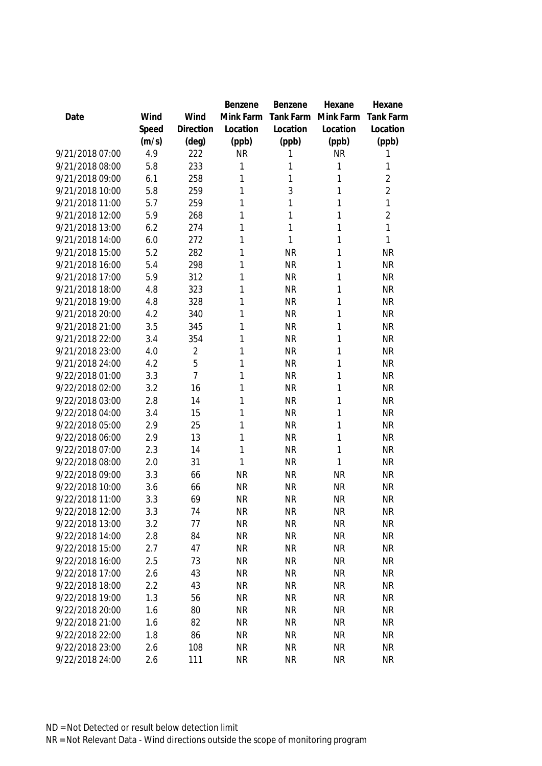| Date | Wind Speed (m/s) | Wind Direction (deg) | Benzene Mink Farm Location (ppb) | Benzene Tank Farm Location (ppb) | Hexane Mink Farm Location (ppb) | Hexane Tank Farm Location (ppb) |
|---|---|---|---|---|---|---|
| 9/21/2018 07:00 | 4.9 | 222 | NR | 1 | NR | 1 |
| 9/21/2018 08:00 | 5.8 | 233 | 1 | 1 | 1 | 1 |
| 9/21/2018 09:00 | 6.1 | 258 | 1 | 1 | 1 | 2 |
| 9/21/2018 10:00 | 5.8 | 259 | 1 | 3 | 1 | 2 |
| 9/21/2018 11:00 | 5.7 | 259 | 1 | 1 | 1 | 1 |
| 9/21/2018 12:00 | 5.9 | 268 | 1 | 1 | 1 | 2 |
| 9/21/2018 13:00 | 6.2 | 274 | 1 | 1 | 1 | 1 |
| 9/21/2018 14:00 | 6.0 | 272 | 1 | 1 | 1 | 1 |
| 9/21/2018 15:00 | 5.2 | 282 | 1 | NR | 1 | NR |
| 9/21/2018 16:00 | 5.4 | 298 | 1 | NR | 1 | NR |
| 9/21/2018 17:00 | 5.9 | 312 | 1 | NR | 1 | NR |
| 9/21/2018 18:00 | 4.8 | 323 | 1 | NR | 1 | NR |
| 9/21/2018 19:00 | 4.8 | 328 | 1 | NR | 1 | NR |
| 9/21/2018 20:00 | 4.2 | 340 | 1 | NR | 1 | NR |
| 9/21/2018 21:00 | 3.5 | 345 | 1 | NR | 1 | NR |
| 9/21/2018 22:00 | 3.4 | 354 | 1 | NR | 1 | NR |
| 9/21/2018 23:00 | 4.0 | 2 | 1 | NR | 1 | NR |
| 9/21/2018 24:00 | 4.2 | 5 | 1 | NR | 1 | NR |
| 9/22/2018 01:00 | 3.3 | 7 | 1 | NR | 1 | NR |
| 9/22/2018 02:00 | 3.2 | 16 | 1 | NR | 1 | NR |
| 9/22/2018 03:00 | 2.8 | 14 | 1 | NR | 1 | NR |
| 9/22/2018 04:00 | 3.4 | 15 | 1 | NR | 1 | NR |
| 9/22/2018 05:00 | 2.9 | 25 | 1 | NR | 1 | NR |
| 9/22/2018 06:00 | 2.9 | 13 | 1 | NR | 1 | NR |
| 9/22/2018 07:00 | 2.3 | 14 | 1 | NR | 1 | NR |
| 9/22/2018 08:00 | 2.0 | 31 | 1 | NR | 1 | NR |
| 9/22/2018 09:00 | 3.3 | 66 | NR | NR | NR | NR |
| 9/22/2018 10:00 | 3.6 | 66 | NR | NR | NR | NR |
| 9/22/2018 11:00 | 3.3 | 69 | NR | NR | NR | NR |
| 9/22/2018 12:00 | 3.3 | 74 | NR | NR | NR | NR |
| 9/22/2018 13:00 | 3.2 | 77 | NR | NR | NR | NR |
| 9/22/2018 14:00 | 2.8 | 84 | NR | NR | NR | NR |
| 9/22/2018 15:00 | 2.7 | 47 | NR | NR | NR | NR |
| 9/22/2018 16:00 | 2.5 | 73 | NR | NR | NR | NR |
| 9/22/2018 17:00 | 2.6 | 43 | NR | NR | NR | NR |
| 9/22/2018 18:00 | 2.2 | 43 | NR | NR | NR | NR |
| 9/22/2018 19:00 | 1.3 | 56 | NR | NR | NR | NR |
| 9/22/2018 20:00 | 1.6 | 80 | NR | NR | NR | NR |
| 9/22/2018 21:00 | 1.6 | 82 | NR | NR | NR | NR |
| 9/22/2018 22:00 | 1.8 | 86 | NR | NR | NR | NR |
| 9/22/2018 23:00 | 2.6 | 108 | NR | NR | NR | NR |
| 9/22/2018 24:00 | 2.6 | 111 | NR | NR | NR | NR |

ND = Not Detected or result below detection limit

NR = Not Relevant Data - Wind directions outside the scope of monitoring program